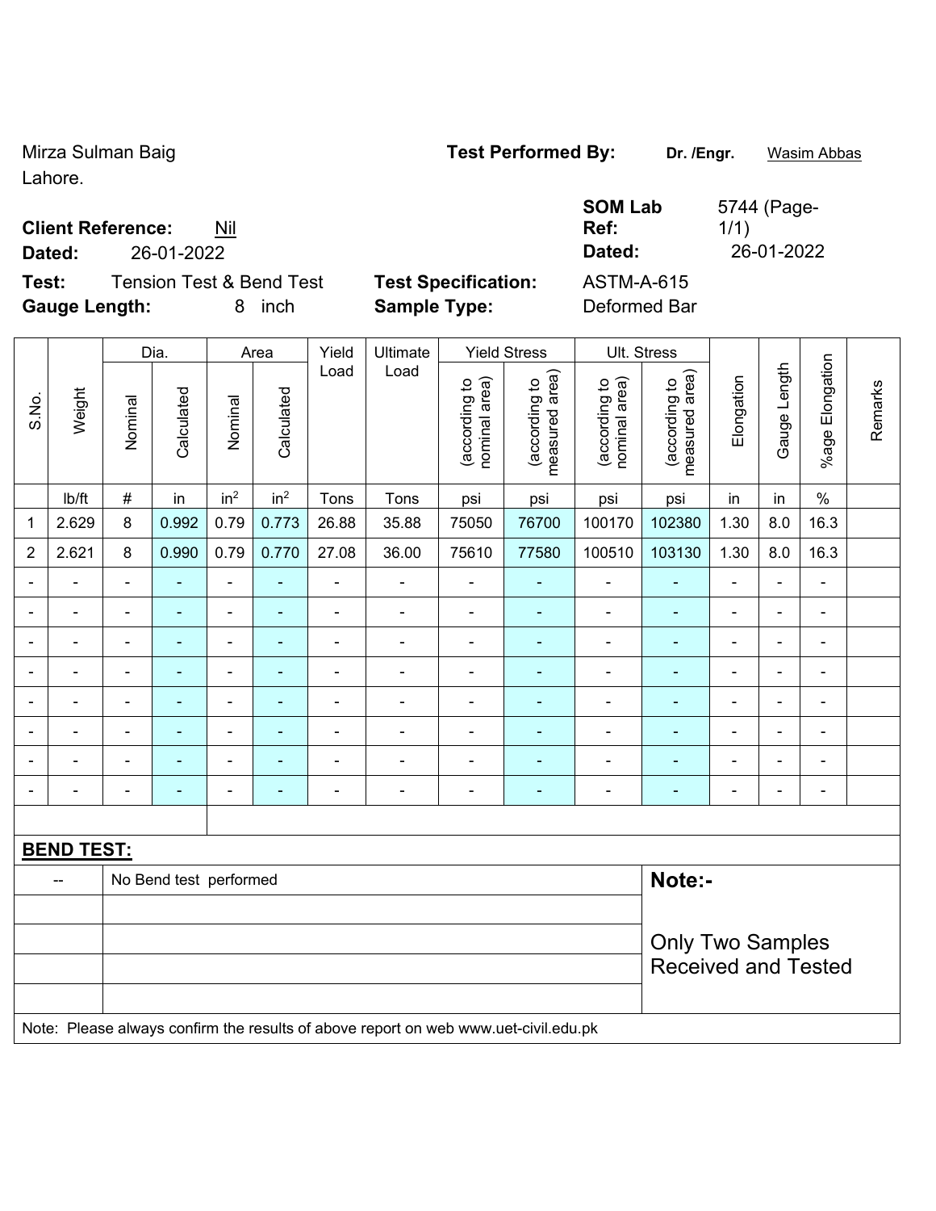Mirza Sulman Baig
Lahore.

**Test Performed By:** **Dr. /Engr.** Wasim Abbas

**Client Reference:** Nil
**Dated:** 26-01-2022

**SOM Lab Ref:** 5744 (Page-1/1)
**Dated:** 26-01-2022

**Test:** Tension Test & Bend Test
**Gauge Length:** 8 inch

**Test Specification:** ASTM-A-615
**Sample Type:** Deformed Bar

| S.No. | Weight | Dia. | | Area | | Yield Load | Ultimate Load | Yield Stress | | Ult. Stress | | Elongation | Gauge Length | %age Elongation | Remarks |
|---|---|---|---|---|---|---|---|---|---|---|---|---|---|---|---|
| | | Nominal | Calculated | Nominal | Calculated | | | (according to nominal area) | (according to measured area) | (according to nominal area) | (according to measured area) | | | | |
| | lb/ft | # | in | in$^2$ | in$^2$ | Tons | Tons | psi | psi | psi | psi | in | in | % | |
| 1 | 2.629 | 8 | 0.992 | 0.79 | 0.773 | 26.88 | 35.88 | 75050 | 76700 | 100170 | 102380 | 1.30 | 8.0 | 16.3 | |
| 2 | 2.621 | 8 | 0.990 | 0.79 | 0.770 | 27.08 | 36.00 | 75610 | 77580 | 100510 | 103130 | 1.30 | 8.0 | 16.3 | |
| - | - | - | - | - | - | - | - | - | - | - | - | - | - | - | |
| - | - | - | - | - | - | - | - | - | - | - | - | - | - | - | |
| - | - | - | - | - | - | - | - | - | - | - | - | - | - | - | |
| - | - | - | - | - | - | - | - | - | - | - | - | - | - | - | |
| - | - | - | - | - | - | - | - | - | - | - | - | - | - | - | |
| - | - | - | - | - | - | - | - | - | - | - | - | - | - | - | |
| - | - | - | - | - | - | - | - | - | - | - | - | - | - | - | |
| - | - | - | - | - | - | - | - | - | - | - | - | - | - | - | |

**BEND TEST:**

| -- | No Bend test performed |
|---|---|

**Note:-**

Only Two Samples Received and Tested

Note: Please always confirm the results of above report on web www.uet-civil.edu.pk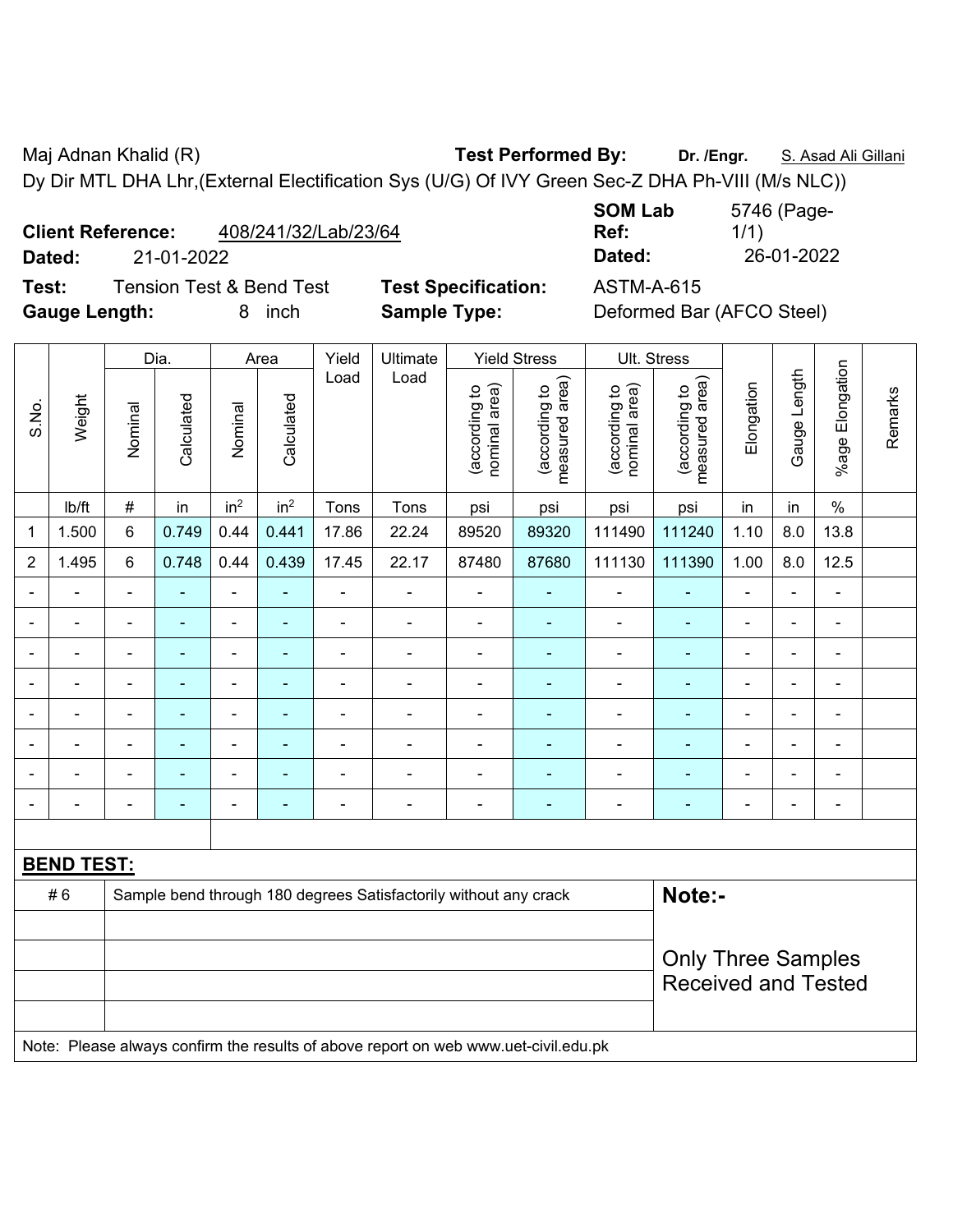Maj Adnan Khalid (R) **Test Performed By:** **Dr. /Engr.** S. Asad Ali Gillani

Dy Dir MTL DHA Lhr,(External Electification Sys (U/G) Of IVY Green Sec-Z DHA Ph-VIII (M/s NLC))

**Client Reference:** 408/241/32/Lab/23/64 **SOM Lab Ref:** 5746 (Page-1/1)

**Dated:** 21-01-2022 **Dated:** 26-01-2022

**Test:** Tension Test & Bend Test **Test Specification:** ASTM-A-615

**Gauge Length:** 8 inch **Sample Type:** Deformed Bar (AFCO Steel)

| S.No. | Weight | Dia. | | Area | | Yield Load | Ultimate Load | Yield Stress | | Ult. Stress | | Elongation | Gauge Length | %age Elongation | Remarks |
|---|---|---|---|---|---|---|---|---|---|---|---|---|---|---|---|
| | | Nominal | Calculated | Nominal | Calculated | | | (according to nominal area) | (according to measured area) | (according to nominal area) | (according to measured area) | | | | |
| | lb/ft | # | in | $in^2$ | $in^2$ | Tons | Tons | psi | psi | psi | psi | in | in | % | |
| 1 | 1.500 | 6 | 0.749 | 0.44 | 0.441 | 17.86 | 22.24 | 89520 | 89320 | 111490 | 111240 | 1.10 | 8.0 | 13.8 | |
| 2 | 1.495 | 6 | 0.748 | 0.44 | 0.439 | 17.45 | 22.17 | 87480 | 87680 | 111130 | 111390 | 1.00 | 8.0 | 12.5 | |
| - | - | - | - | - | - | - | - | - | - | - | - | - | - | - | |
| - | - | - | - | - | - | - | - | - | - | - | - | - | - | - | |
| - | - | - | - | - | - | - | - | - | - | - | - | - | - | - | |
| - | - | - | - | - | - | - | - | - | - | - | - | - | - | - | |
| - | - | - | - | - | - | - | - | - | - | - | - | - | - | - | |
| - | - | - | - | - | - | - | - | - | - | - | - | - | - | - | |
| - | - | - | - | - | - | - | - | - | - | - | - | - | - | - | |
| - | - | - | - | - | - | - | - | - | - | - | - | - | - | - | |

**BEND TEST:**

| | | |
|---|---|---|
| # 6 | Sample bend through 180 degrees Satisfactorily without any crack | **Note:-** |
| | | Only Three Samples Received and Tested |

Note: Please always confirm the results of above report on web www.uet-civil.edu.pk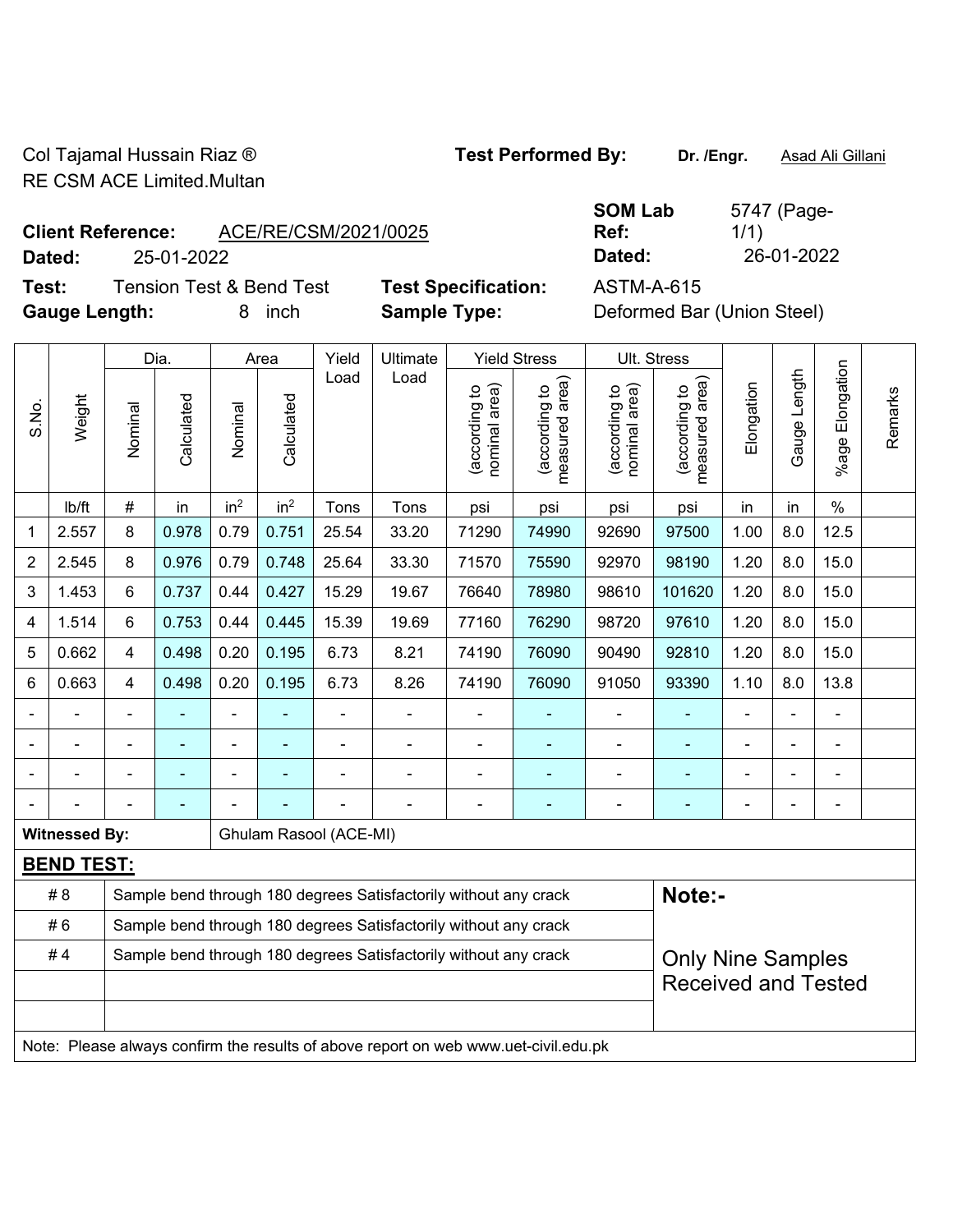Col Tajamal Hussain Riaz ®
RE CSM ACE Limited.Multan

**Test Performed By:** Dr. /Engr. Asad Ali Gillani

**Client Reference:** ACE/RE/CSM/2021/0025
**Dated:** 25-01-2022

**SOM Lab Ref:** 5747 (Page-1/1)
**Dated:** 26-01-2022

**Test:** Tension Test & Bend Test
**Test Specification:** ASTM-A-615
**Gauge Length:** 8 inch
**Sample Type:** Deformed Bar (Union Steel)

| S.No. | Weight | Dia. | | Area | | Yield Load | Ultimate Load | Yield Stress | | Ult. Stress | | Elongation | Gauge Length | %age Elongation | Remarks |
|---|---|---|---|---|---|---|---|---|---|---|---|---|---|---|---|
| | | Nominal | Calculated | Nominal | Calculated | | | (according to nominal area) | (according to measured area) | (according to nominal area) | (according to measured area) | | | | |
| | lb/ft | # | in | $in^2$ | $in^2$ | Tons | Tons | psi | psi | psi | psi | in | in | % | |
| 1 | 2.557 | 8 | 0.978 | 0.79 | 0.751 | 25.54 | 33.20 | 71290 | 74990 | 92690 | 97500 | 1.00 | 8.0 | 12.5 | |
| 2 | 2.545 | 8 | 0.976 | 0.79 | 0.748 | 25.64 | 33.30 | 71570 | 75590 | 92970 | 98190 | 1.20 | 8.0 | 15.0 | |
| 3 | 1.453 | 6 | 0.737 | 0.44 | 0.427 | 15.29 | 19.67 | 76640 | 78980 | 98610 | 101620 | 1.20 | 8.0 | 15.0 | |
| 4 | 1.514 | 6 | 0.753 | 0.44 | 0.445 | 15.39 | 19.69 | 77160 | 76290 | 98720 | 97610 | 1.20 | 8.0 | 15.0 | |
| 5 | 0.662 | 4 | 0.498 | 0.20 | 0.195 | 6.73 | 8.21 | 74190 | 76090 | 90490 | 92810 | 1.20 | 8.0 | 15.0 | |
| 6 | 0.663 | 4 | 0.498 | 0.20 | 0.195 | 6.73 | 8.26 | 74190 | 76090 | 91050 | 93390 | 1.10 | 8.0 | 13.8 | |
| - | - | - | - | - | - | - | - | - | - | - | - | - | - | - | |
| - | - | - | - | - | - | - | - | - | - | - | - | - | - | - | |
| - | - | - | - | - | - | - | - | - | - | - | - | - | - | - | |
| - | - | - | - | - | - | - | - | - | - | - | - | - | - | - | |

**Witnessed By:** Ghulam Rasool (ACE-MI)

**BEND TEST:**

| | |
|---|---|
| # 8 | Sample bend through 180 degrees Satisfactorily without any crack |
| # 6 | Sample bend through 180 degrees Satisfactorily without any crack |
| # 4 | Sample bend through 180 degrees Satisfactorily without any crack |

**Note:-**

Only Nine Samples Received and Tested

Note: Please always confirm the results of above report on web www.uet-civil.edu.pk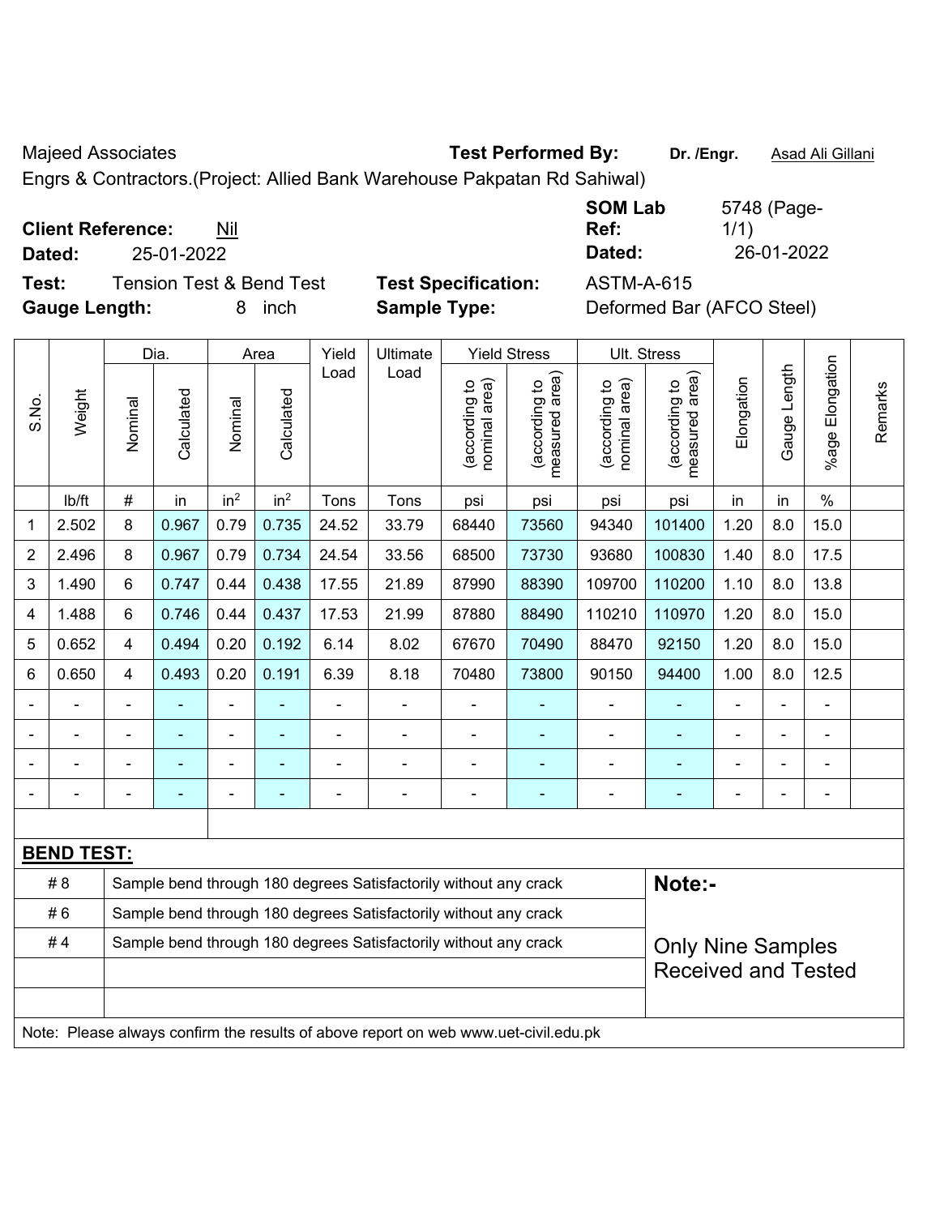Majeed Associates  **Test Performed By:** **Dr. /Engr.** Asad Ali Gillani

Engrs & Contractors.(Project: Allied Bank Warehouse Pakpatan Rd Sahiwal)

**Client Reference:** Nil  **SOM Lab Ref:** 5748 (Page-1/1)

**Dated:** 25-01-2022  **Dated:** 26-01-2022

**Test:** Tension Test & Bend Test  **Test Specification:** ASTM-A-615

**Gauge Length:** 8 inch  **Sample Type:** Deformed Bar (AFCO Steel)

| S.No. | Weight | Dia. | | Area | | Yield Load | Ultimate Load | Yield Stress | | Ult. Stress | | Elongation | Gauge Length | %age Elongation | Remarks |
|---|---|---|---|---|---|---|---|---|---|---|---|---|---|---|---|
| | | Nominal | Calculated | Nominal | Calculated | | | (according to nominal area) | (according to measured area) | (according to nominal area) | (according to measured area) | | | | |
| | lb/ft | # | in | in$^2$ | in$^2$ | Tons | Tons | psi | psi | psi | psi | in | in | % | |
| 1 | 2.502 | 8 | 0.967 | 0.79 | 0.735 | 24.52 | 33.79 | 68440 | 73560 | 94340 | 101400 | 1.20 | 8.0 | 15.0 | |
| 2 | 2.496 | 8 | 0.967 | 0.79 | 0.734 | 24.54 | 33.56 | 68500 | 73730 | 93680 | 100830 | 1.40 | 8.0 | 17.5 | |
| 3 | 1.490 | 6 | 0.747 | 0.44 | 0.438 | 17.55 | 21.89 | 87990 | 88390 | 109700 | 110200 | 1.10 | 8.0 | 13.8 | |
| 4 | 1.488 | 6 | 0.746 | 0.44 | 0.437 | 17.53 | 21.99 | 87880 | 88490 | 110210 | 110970 | 1.20 | 8.0 | 15.0 | |
| 5 | 0.652 | 4 | 0.494 | 0.20 | 0.192 | 6.14 | 8.02 | 67670 | 70490 | 88470 | 92150 | 1.20 | 8.0 | 15.0 | |
| 6 | 0.650 | 4 | 0.493 | 0.20 | 0.191 | 6.39 | 8.18 | 70480 | 73800 | 90150 | 94400 | 1.00 | 8.0 | 12.5 | |
| - | - | - | - | - | - | - | - | - | - | - | - | - | - | - | |
| - | - | - | - | - | - | - | - | - | - | - | - | - | - | - | |
| - | - | - | - | - | - | - | - | - | - | - | - | - | - | - | |
| - | - | - | - | - | - | - | - | - | - | - | - | - | - | - | |

**BEND TEST:**

| | | |
|---|---|---|
| # 8 | Sample bend through 180 degrees Satisfactorily without any crack | **Note:-** |
| # 6 | Sample bend through 180 degrees Satisfactorily without any crack | |
| # 4 | Sample bend through 180 degrees Satisfactorily without any crack | Only Nine Samples Received and Tested |

Note: Please always confirm the results of above report on web www.uet-civil.edu.pk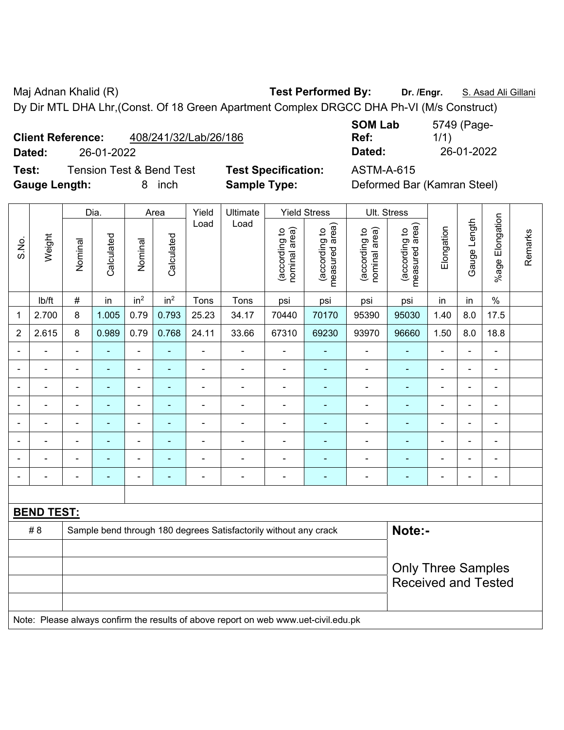Maj Adnan Khalid (R) **Test Performed By:** **Dr. /Engr.** S. Asad Ali Gillani

Dy Dir MTL DHA Lhr,(Const. Of 18 Green Apartment Complex DRGCC DHA Ph-VI (M/s Construct)

**Client Reference:** 408/241/32/Lab/26/186 **SOM Lab Ref:** 5749 (Page-1/1)

**Dated:** 26-01-2022 **Dated:** 26-01-2022

**Test:** Tension Test & Bend Test **Test Specification:** ASTM-A-615

**Gauge Length:** 8 inch **Sample Type:** Deformed Bar (Kamran Steel)

| S.No. | Weight | Dia. | | Area | | Yield Load | Ultimate Load | Yield Stress | | Ult. Stress | | Elongation | Gauge Length | %age Elongation | Remarks |
|---|---|---|---|---|---|---|---|---|---|---|---|---|---|---|---|
| | | Nominal | Calculated | Nominal | Calculated | | | (according to nominal area) | (according to measured area) | (according to nominal area) | (according to measured area) | | | | |
| | lb/ft | # | in | in$^2$ | in$^2$ | Tons | Tons | psi | psi | psi | psi | in | in | % | |
| 1 | 2.700 | 8 | 1.005 | 0.79 | 0.793 | 25.23 | 34.17 | 70440 | 70170 | 95390 | 95030 | 1.40 | 8.0 | 17.5 | |
| 2 | 2.615 | 8 | 0.989 | 0.79 | 0.768 | 24.11 | 33.66 | 67310 | 69230 | 93970 | 96660 | 1.50 | 8.0 | 18.8 | |
| - | - | - | - | - | - | - | - | - | - | - | - | - | - | - | |
| - | - | - | - | - | - | - | - | - | - | - | - | - | - | - | |
| - | - | - | - | - | - | - | - | - | - | - | - | - | - | - | |
| - | - | - | - | - | - | - | - | - | - | - | - | - | - | - | |
| - | - | - | - | - | - | - | - | - | - | - | - | - | - | - | |
| - | - | - | - | - | - | - | - | - | - | - | - | - | - | - | |
| - | - | - | - | - | - | - | - | - | - | - | - | - | - | - | |
| - | - | - | - | - | - | - | - | - | - | - | - | - | - | - | |

**BEND TEST:**

| | | |
|---|---|---|
| # 8 | Sample bend through 180 degrees Satisfactorily without any crack | **Note:-** Only Three Samples Received and Tested |

Note: Please always confirm the results of above report on web www.uet-civil.edu.pk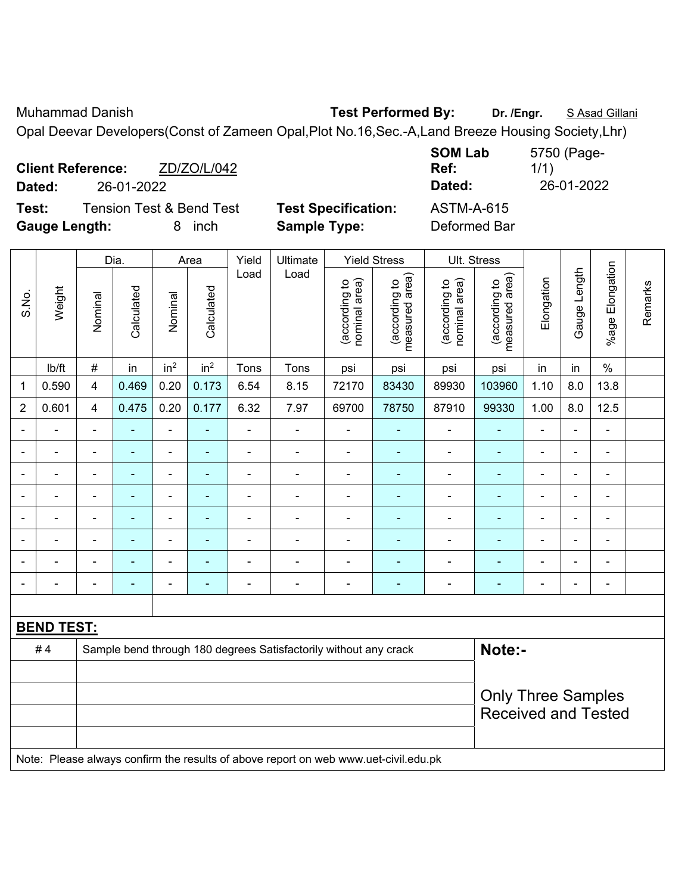Muhammad Danish **Test Performed By:** **Dr. /Engr.** S Asad Gillani

Opal Deevar Developers(Const of Zameen Opal,Plot No.16,Sec.-A,Land Breeze Housing Society,Lhr)

**Client Reference:** ZD/ZO/L/042 **SOM Lab Ref:** 5750 (Page-1/1)

**Dated:** 26-01-2022 **Dated:** 26-01-2022

**Test:** Tension Test & Bend Test **Test Specification:** ASTM-A-615

**Gauge Length:** 8 inch **Sample Type:** Deformed Bar

| S.No. | Weight | Dia. | | Area | | Yield Load | Ultimate Load | Yield Stress | | Ult. Stress | | Elongation | Gauge Length | %age Elongation | Remarks |
|---|---|---|---|---|---|---|---|---|---|---|---|---|---|---|---|
| | | Nominal | Calculated | Nominal | Calculated | | | (according to nominal area) | (according to measured area) | (according to nominal area) | (according to measured area) | | | | |
| | lb/ft | # | in | $in^2$ | $in^2$ | Tons | Tons | psi | psi | psi | psi | in | in | % | |
| 1 | 0.590 | 4 | 0.469 | 0.20 | 0.173 | 6.54 | 8.15 | 72170 | 83430 | 89930 | 103960 | 1.10 | 8.0 | 13.8 | |
| 2 | 0.601 | 4 | 0.475 | 0.20 | 0.177 | 6.32 | 7.97 | 69700 | 78750 | 87910 | 99330 | 1.00 | 8.0 | 12.5 | |
| - | - | - | - | - | - | - | - | - | - | - | - | - | - | - | |
| - | - | - | - | - | - | - | - | - | - | - | - | - | - | - | |
| - | - | - | - | - | - | - | - | - | - | - | - | - | - | - | |
| - | - | - | - | - | - | - | - | - | - | - | - | - | - | - | |
| - | - | - | - | - | - | - | - | - | - | - | - | - | - | - | |
| - | - | - | - | - | - | - | - | - | - | - | - | - | - | - | |
| - | - | - | - | - | - | - | - | - | - | - | - | - | - | - | |
| - | - | - | - | - | - | - | - | - | - | - | - | - | - | - | |

**BEND TEST:**

| | | |
|---|---|---|
| # 4 | Sample bend through 180 degrees Satisfactorily without any crack | **Note:-** |
| | | Only Three Samples Received and Tested |

Note: Please always confirm the results of above report on web www.uet-civil.edu.pk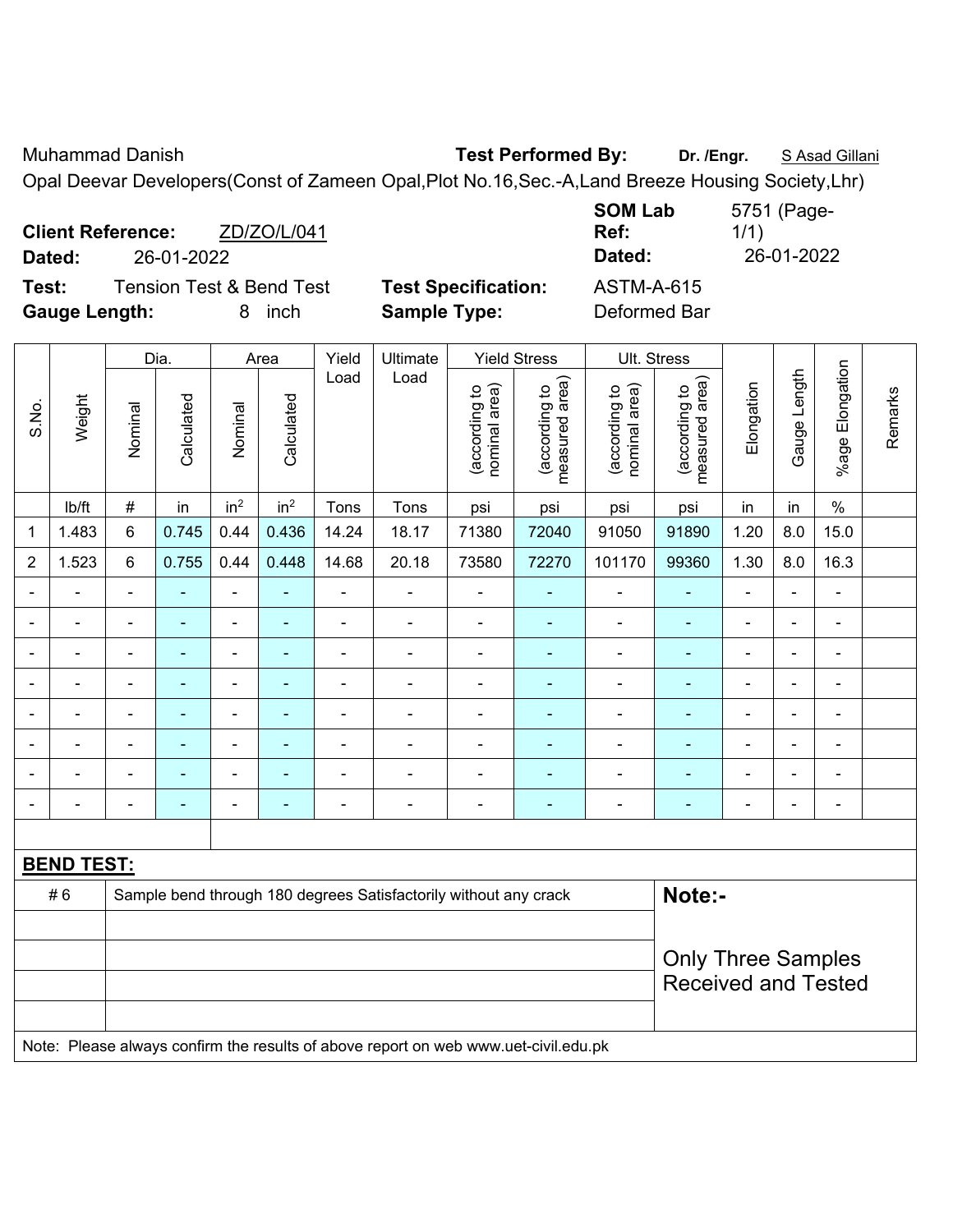Muhammad Danish **Test Performed By:** **Dr. /Engr.** S Asad Gillani

Opal Deevar Developers(Const of Zameen Opal,Plot No.16,Sec.-A,Land Breeze Housing Society,Lhr)

**Client Reference:** ZD/ZO/L/041 **SOM Lab Ref:** 5751 (Page-1/1)

**Dated:** 26-01-2022 **Dated:** 26-01-2022

**Test:** Tension Test & Bend Test **Test Specification:** ASTM-A-615

**Gauge Length:** 8 inch **Sample Type:** Deformed Bar

| S.No. | Weight | Dia. | | Area | | Yield Load | Ultimate Load | Yield Stress | | Ult. Stress | | Elongation | Gauge Length | %age Elongation | Remarks |
|---|---|---|---|---|---|---|---|---|---|---|---|---|---|---|---|
| | | Nominal | Calculated | Nominal | Calculated | | | (according to nominal area) | (according to measured area) | (according to nominal area) | (according to measured area) | | | | |
| | lb/ft | # | in | in$^2$ | in$^2$ | Tons | Tons | psi | psi | psi | psi | in | in | % | |
| 1 | 1.483 | 6 | 0.745 | 0.44 | 0.436 | 14.24 | 18.17 | 71380 | 72040 | 91050 | 91890 | 1.20 | 8.0 | 15.0 | |
| 2 | 1.523 | 6 | 0.755 | 0.44 | 0.448 | 14.68 | 20.18 | 73580 | 72270 | 101170 | 99360 | 1.30 | 8.0 | 16.3 | |
| - | - | - | - | - | - | - | - | - | - | - | - | - | - | - | |
| - | - | - | - | - | - | - | - | - | - | - | - | - | - | - | |
| - | - | - | - | - | - | - | - | - | - | - | - | - | - | - | |
| - | - | - | - | - | - | - | - | - | - | - | - | - | - | - | |
| - | - | - | - | - | - | - | - | - | - | - | - | - | - | - | |
| - | - | - | - | - | - | - | - | - | - | - | - | - | - | - | |
| - | - | - | - | - | - | - | - | - | - | - | - | - | - | - | |
| - | - | - | - | - | - | - | - | - | - | - | - | - | - | - | |

**BEND TEST:**

| | | |
|---|---|---|
| # 6 | Sample bend through 180 degrees Satisfactorily without any crack | **Note:-** |
| | | Only Three Samples Received and Tested |

Note: Please always confirm the results of above report on web www.uet-civil.edu.pk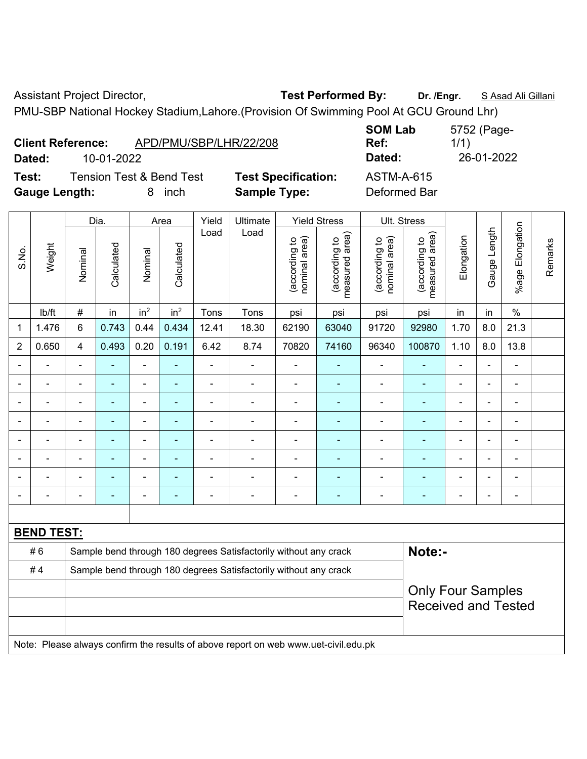Assistant Project Director, **Test Performed By:** **Dr. /Engr.** S Asad Ali Gillani

PMU-SBP National Hockey Stadium,Lahore.(Provision Of Swimming Pool At GCU Ground Lhr)

**Client Reference:** APD/PMU/SBP/LHR/22/208 **SOM Lab Ref:** 5752 (Page-1/1)

**Dated:** 10-01-2022 **Dated:** 26-01-2022

**Test:** Tension Test & Bend Test **Test Specification:** ASTM-A-615

**Gauge Length:** 8 inch **Sample Type:** Deformed Bar

| S.No. | Weight | Dia. | | Area | | Yield Load | Ultimate Load | Yield Stress | | Ult. Stress | | Elongation | Gauge Length | %age Elongation | Remarks |
|---|---|---|---|---|---|---|---|---|---|---|---|---|---|---|---|
| | | Nominal | Calculated | Nominal | Calculated | | | (according to nominal area) | (according to measured area) | (according to nominal area) | (according to measured area) | | | | |
| | lb/ft | # | in | $in^2$ | $in^2$ | Tons | Tons | psi | psi | psi | psi | in | in | % | |
| 1 | 1.476 | 6 | 0.743 | 0.44 | 0.434 | 12.41 | 18.30 | 62190 | 63040 | 91720 | 92980 | 1.70 | 8.0 | 21.3 | |
| 2 | 0.650 | 4 | 0.493 | 0.20 | 0.191 | 6.42 | 8.74 | 70820 | 74160 | 96340 | 100870 | 1.10 | 8.0 | 13.8 | |
| - | - | - | - | - | - | - | - | - | - | - | - | - | - | - | |
| - | - | - | - | - | - | - | - | - | - | - | - | - | - | - | |
| - | - | - | - | - | - | - | - | - | - | - | - | - | - | - | |
| - | - | - | - | - | - | - | - | - | - | - | - | - | - | - | |
| - | - | - | - | - | - | - | - | - | - | - | - | - | - | - | |
| - | - | - | - | - | - | - | - | - | - | - | - | - | - | - | |
| - | - | - | - | - | - | - | - | - | - | - | - | - | - | - | |
| - | - | - | - | - | - | - | - | - | - | - | - | - | - | - | |

**BEND TEST:**

| | | |
|---|---|---|
| # 6 | Sample bend through 180 degrees Satisfactorily without any crack | **Note:-** |
| # 4 | Sample bend through 180 degrees Satisfactorily without any crack | Only Four Samples Received and Tested |

Note: Please always confirm the results of above report on web www.uet-civil.edu.pk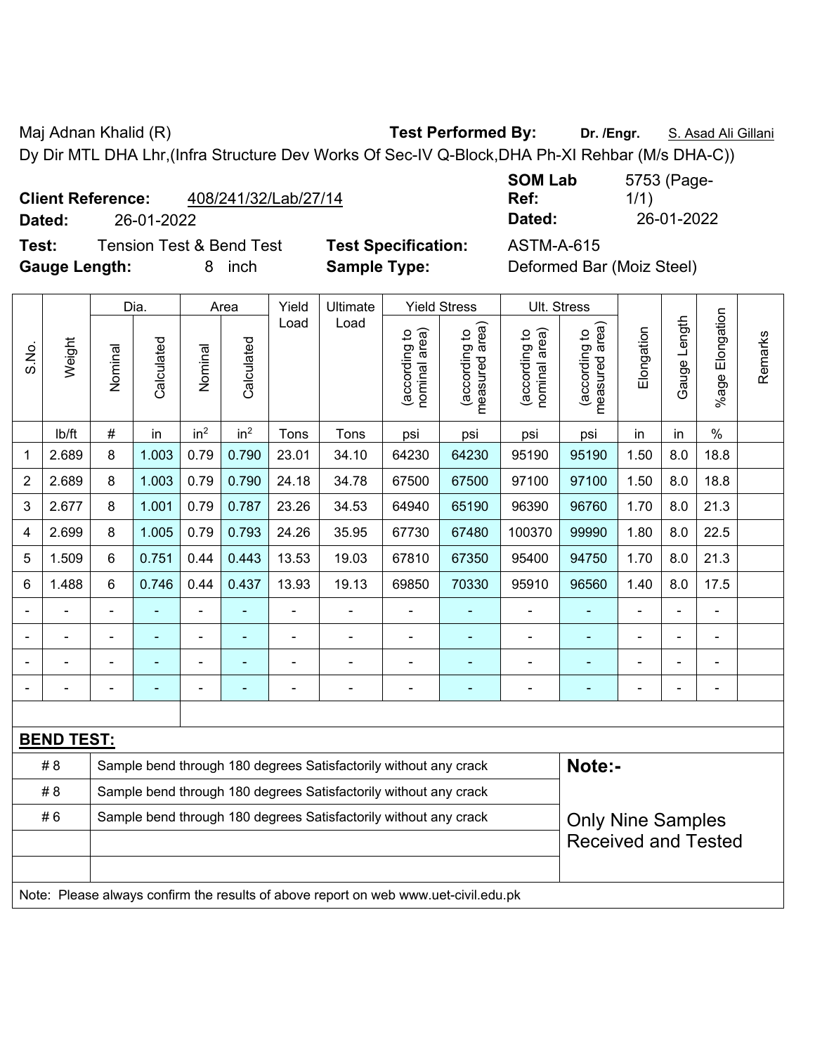Maj Adnan Khalid (R) **Test Performed By:** **Dr. /Engr.** S. Asad Ali Gillani

Dy Dir MTL DHA Lhr,(Infra Structure Dev Works Of Sec-IV Q-Block,DHA Ph-XI Rehbar (M/s DHA-C))

**Client Reference:** 408/241/32/Lab/27/14 **SOM Lab Ref:** 5753 (Page-1/1)

**Dated:** 26-01-2022 **Dated:** 26-01-2022

**Test:** Tension Test & Bend Test **Test Specification:** ASTM-A-615

**Gauge Length:** 8 inch **Sample Type:** Deformed Bar (Moiz Steel)

| S.No. | Weight | Dia. | | Area | | Yield Load | Ultimate Load | Yield Stress | | Ult. Stress | | Elongation | Gauge Length | %age Elongation | Remarks |
|---|---|---|---|---|---|---|---|---|---|---|---|---|---|---|---|
| | | Nominal | Calculated | Nominal | Calculated | | | (according to nominal area) | (according to measured area) | (according to nominal area) | (according to measured area) | | | | |
| | lb/ft | # | in | $in^2$ | $in^2$ | Tons | Tons | psi | psi | psi | psi | in | in | % | |
| 1 | 2.689 | 8 | 1.003 | 0.79 | 0.790 | 23.01 | 34.10 | 64230 | 64230 | 95190 | 95190 | 1.50 | 8.0 | 18.8 | |
| 2 | 2.689 | 8 | 1.003 | 0.79 | 0.790 | 24.18 | 34.78 | 67500 | 67500 | 97100 | 97100 | 1.50 | 8.0 | 18.8 | |
| 3 | 2.677 | 8 | 1.001 | 0.79 | 0.787 | 23.26 | 34.53 | 64940 | 65190 | 96390 | 96760 | 1.70 | 8.0 | 21.3 | |
| 4 | 2.699 | 8 | 1.005 | 0.79 | 0.793 | 24.26 | 35.95 | 67730 | 67480 | 100370 | 99990 | 1.80 | 8.0 | 22.5 | |
| 5 | 1.509 | 6 | 0.751 | 0.44 | 0.443 | 13.53 | 19.03 | 67810 | 67350 | 95400 | 94750 | 1.70 | 8.0 | 21.3 | |
| 6 | 1.488 | 6 | 0.746 | 0.44 | 0.437 | 13.93 | 19.13 | 69850 | 70330 | 95910 | 96560 | 1.40 | 8.0 | 17.5 | |
| - | - | - | - | - | - | - | - | - | - | - | - | - | - | - | |
| - | - | - | - | - | - | - | - | - | - | - | - | - | - | - | |
| - | - | - | - | - | - | - | - | - | - | - | - | - | - | - | |
| - | - | - | - | - | - | - | - | - | - | - | - | - | - | - | |

**BEND TEST:**

| | | |
|---|---|---|
| # 8 | Sample bend through 180 degrees Satisfactorily without any crack | **Note:-** |
| # 8 | Sample bend through 180 degrees Satisfactorily without any crack | |
| # 6 | Sample bend through 180 degrees Satisfactorily without any crack | Only Nine Samples Received and Tested |

Note: Please always confirm the results of above report on web www.uet-civil.edu.pk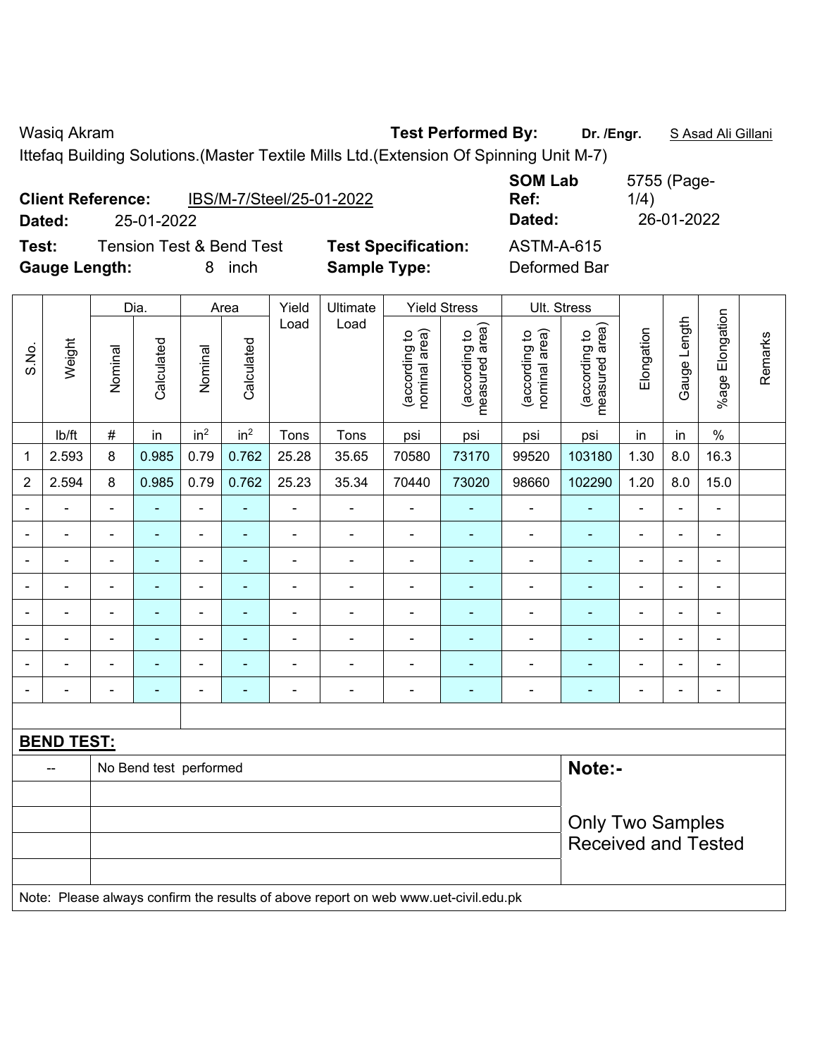Wasiq Akram **Test Performed By:** **Dr. /Engr.** S Asad Ali Gillani

Ittefaq Building Solutions.(Master Textile Mills Ltd.(Extension Of Spinning Unit M-7)

**Client Reference:** IBS/M-7/Steel/25-01-2022 **SOM Lab Ref:** 5755 (Page-1/4)

**Dated:** 25-01-2022 **Dated:** 26-01-2022

**Test:** Tension Test & Bend Test **Test Specification:** ASTM-A-615

**Gauge Length:** 8 inch **Sample Type:** Deformed Bar

| S.No. | Weight | Dia. | | Area | | Yield Load | Ultimate Load | Yield Stress | | Ult. Stress | | Elongation | Gauge Length | %age Elongation | Remarks |
|---|---|---|---|---|---|---|---|---|---|---|---|---|---|---|---|
| | | Nominal | Calculated | Nominal | Calculated | | | (according to nominal area) | (according to measured area) | (according to nominal area) | (according to measured area) | | | | |
| | lb/ft | # | in | in² | in² | Tons | Tons | psi | psi | psi | psi | in | in | % | |
| 1 | 2.593 | 8 | 0.985 | 0.79 | 0.762 | 25.28 | 35.65 | 70580 | 73170 | 99520 | 103180 | 1.30 | 8.0 | 16.3 | |
| 2 | 2.594 | 8 | 0.985 | 0.79 | 0.762 | 25.23 | 35.34 | 70440 | 73020 | 98660 | 102290 | 1.20 | 8.0 | 15.0 | |
| - | - | - | - | - | - | - | - | - | - | - | - | - | - | - | |
| - | - | - | - | - | - | - | - | - | - | - | - | - | - | - | |
| - | - | - | - | - | - | - | - | - | - | - | - | - | - | - | |
| - | - | - | - | - | - | - | - | - | - | - | - | - | - | - | |
| - | - | - | - | - | - | - | - | - | - | - | - | - | - | - | |
| - | - | - | - | - | - | - | - | - | - | - | - | - | - | - | |
| - | - | - | - | - | - | - | - | - | - | - | - | - | - | - | |
| - | - | - | - | - | - | - | - | - | - | - | - | - | - | - | |

**BEND TEST:**

| | | |
|---|---|---|
| -- | No Bend test performed | **Note:-** |
| | | Only Two Samples Received and Tested |

Note: Please always confirm the results of above report on web www.uet-civil.edu.pk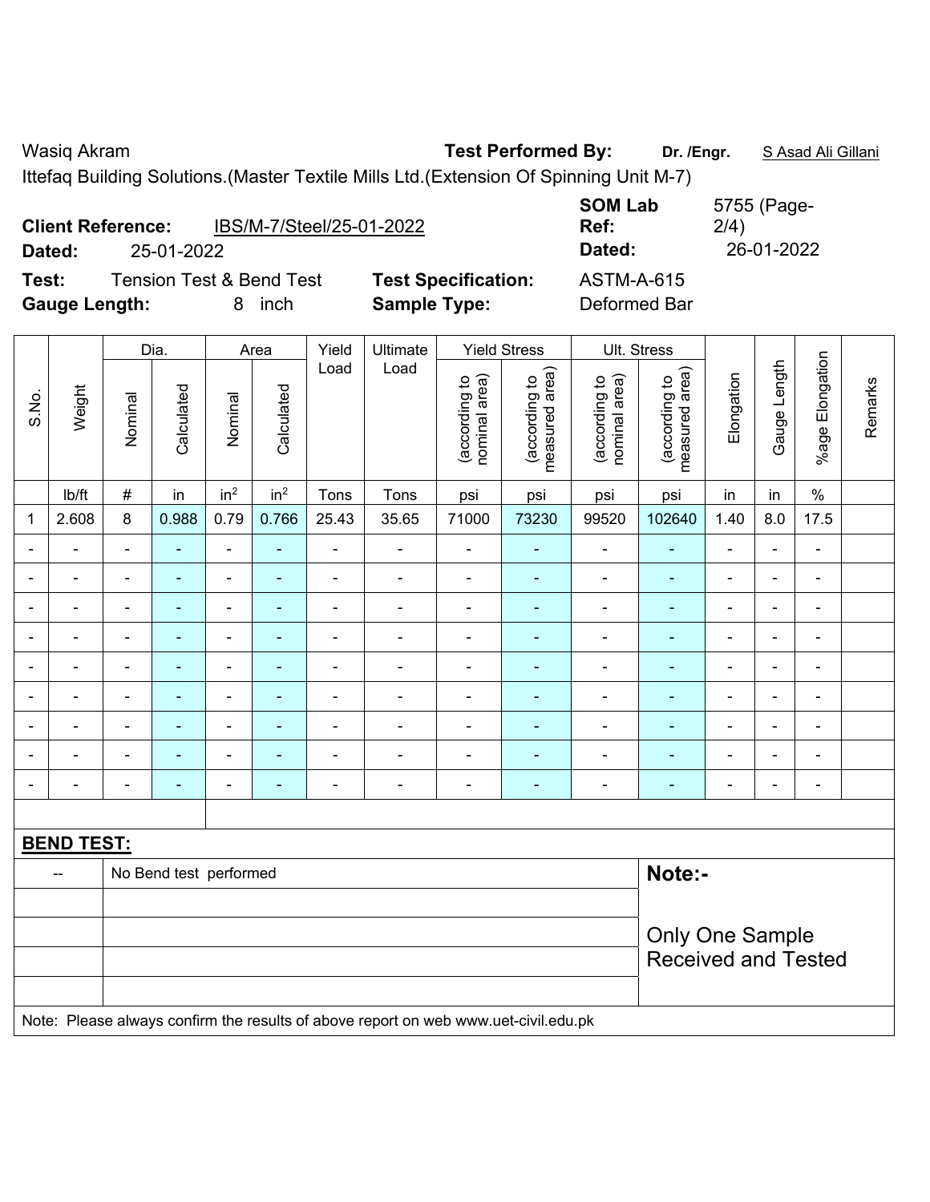Wasiq Akram **Test Performed By:** **Dr. /Engr.** S Asad Ali Gillani

Ittefaq Building Solutions.(Master Textile Mills Ltd.(Extension Of Spinning Unit M-7)

**Client Reference:** IBS/M-7/Steel/25-01-2022 **SOM Lab Ref:** 5755 (Page-2/4)

**Dated:** 25-01-2022 **Dated:** 26-01-2022

**Test:** Tension Test & Bend Test **Test Specification:** ASTM-A-615

**Gauge Length:** 8 inch **Sample Type:** Deformed Bar

| S.No. | Weight | Dia. | | Area | | Yield Load | Ultimate Load | Yield Stress | | Ult. Stress | | Elongation | Gauge Length | %age Elongation | Remarks |
|---|---|---|---|---|---|---|---|---|---|---|---|---|---|---|---|
| | | Nominal | Calculated | Nominal | Calculated | | | (according to nominal area) | (according to measured area) | (according to nominal area) | (according to measured area) | | | | |
| | lb/ft | # | in | $in^2$ | $in^2$ | Tons | Tons | psi | psi | psi | psi | in | in | % | |
| 1 | 2.608 | 8 | 0.988 | 0.79 | 0.766 | 25.43 | 35.65 | 71000 | 73230 | 99520 | 102640 | 1.40 | 8.0 | 17.5 | |
| - | - | - | - | - | - | - | - | - | - | - | - | - | - | - | |
| - | - | - | - | - | - | - | - | - | - | - | - | - | - | - | |
| - | - | - | - | - | - | - | - | - | - | - | - | - | - | - | |
| - | - | - | - | - | - | - | - | - | - | - | - | - | - | - | |
| - | - | - | - | - | - | - | - | - | - | - | - | - | - | - | |
| - | - | - | - | - | - | - | - | - | - | - | - | - | - | - | |
| - | - | - | - | - | - | - | - | - | - | - | - | - | - | - | |
| - | - | - | - | - | - | - | - | - | - | - | - | - | - | - | |
| - | - | - | - | - | - | - | - | - | - | - | - | - | - | - | |

**BEND TEST:**

| | | |
|---|---|---|
| -- | No Bend test performed | **Note:-** |
| | | Only One Sample Received and Tested |

Note: Please always confirm the results of above report on web www.uet-civil.edu.pk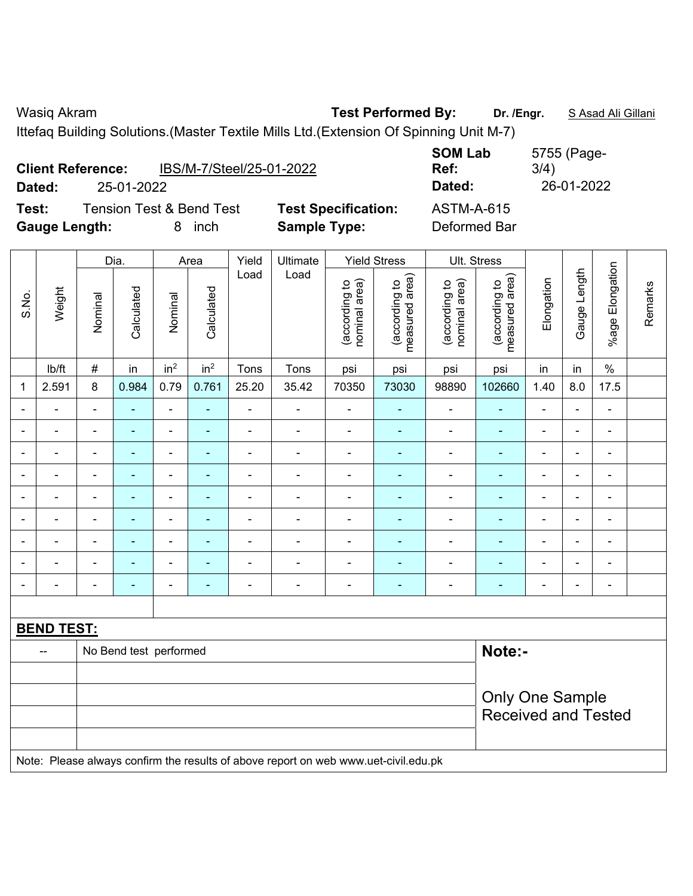Wasiq Akram **Test Performed By:** **Dr. /Engr.** S Asad Ali Gillani

Ittefaq Building Solutions.(Master Textile Mills Ltd.(Extension Of Spinning Unit M-7)

**Client Reference:** IBS/M-7/Steel/25-01-2022 **SOM Lab Ref:** 5755 (Page-3/4)

**Dated:** 25-01-2022 **Dated:** 26-01-2022

**Test:** Tension Test & Bend Test **Test Specification:** ASTM-A-615

**Gauge Length:** 8 inch **Sample Type:** Deformed Bar

| S.No. | Weight | Dia. | | Area | | Yield Load | Ultimate Load | Yield Stress | | Ult. Stress | | Elongation | Gauge Length | %age Elongation | Remarks |
|---|---|---|---|---|---|---|---|---|---|---|---|---|---|---|---|
| | | Nominal | Calculated | Nominal | Calculated | | | (according to nominal area) | (according to measured area) | (according to nominal area) | (according to measured area) | | | | |
| | lb/ft | # | in | in$^2$ | in$^2$ | Tons | Tons | psi | psi | psi | psi | in | in | % | |
| 1 | 2.591 | 8 | 0.984 | 0.79 | 0.761 | 25.20 | 35.42 | 70350 | 73030 | 98890 | 102660 | 1.40 | 8.0 | 17.5 | |
| - | - | - | - | - | - | - | - | - | - | - | - | - | - | - | |
| - | - | - | - | - | - | - | - | - | - | - | - | - | - | - | |
| - | - | - | - | - | - | - | - | - | - | - | - | - | - | - | |
| - | - | - | - | - | - | - | - | - | - | - | - | - | - | - | |
| - | - | - | - | - | - | - | - | - | - | - | - | - | - | - | |
| - | - | - | - | - | - | - | - | - | - | - | - | - | - | - | |
| - | - | - | - | - | - | - | - | - | - | - | - | - | - | - | |
| - | - | - | - | - | - | - | - | - | - | - | - | - | - | - | |
| - | - | - | - | - | - | - | - | - | - | - | - | - | - | - | |

**BEND TEST:**

| -- | No Bend test performed |
|---|---|

**Note:-**

Only One Sample Received and Tested

Note: Please always confirm the results of above report on web www.uet-civil.edu.pk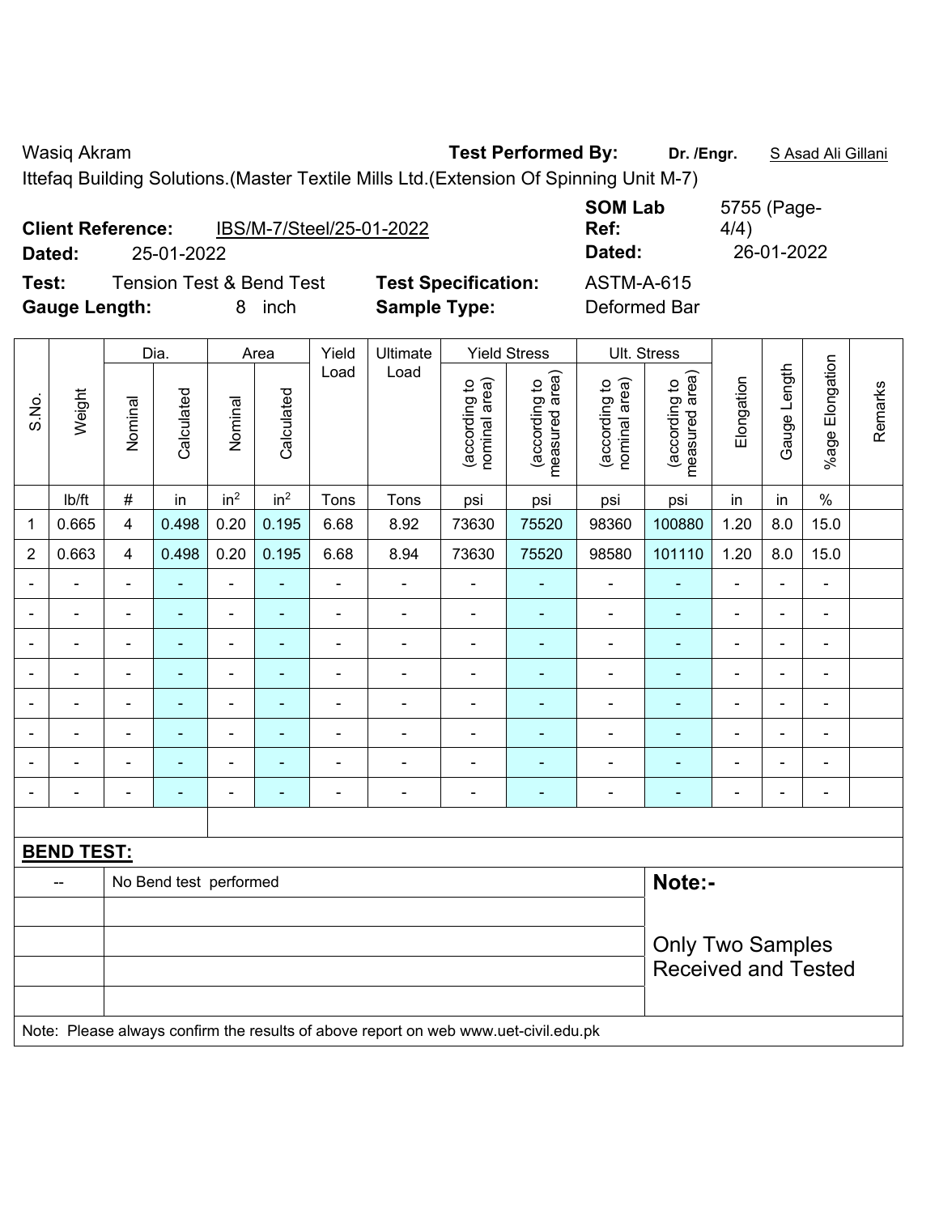Wasiq Akram **Test Performed By:** **Dr. /Engr.** S Asad Ali Gillani

Ittefaq Building Solutions.(Master Textile Mills Ltd.(Extension Of Spinning Unit M-7)

**Client Reference:** IBS/M-7/Steel/25-01-2022 **SOM Lab Ref:** 5755 (Page-4/4)

**Dated:** 25-01-2022 **Dated:** 26-01-2022

**Test:** Tension Test & Bend Test **Test Specification:** ASTM-A-615

**Gauge Length:** 8 inch **Sample Type:** Deformed Bar

| S.No. | Weight | Dia. | | Area | | Yield Load | Ultimate Load | Yield Stress | | Ult. Stress | | Elongation | Gauge Length | %age Elongation | Remarks |
|---|---|---|---|---|---|---|---|---|---|---|---|---|---|---|---|
| | | Nominal | Calculated | Nominal | Calculated | | | (according to nominal area) | (according to measured area) | (according to nominal area) | (according to measured area) | | | | |
| | lb/ft | # | in | in$^2$ | in$^2$ | Tons | Tons | psi | psi | psi | psi | in | in | % | |
| 1 | 0.665 | 4 | 0.498 | 0.20 | 0.195 | 6.68 | 8.92 | 73630 | 75520 | 98360 | 100880 | 1.20 | 8.0 | 15.0 | |
| 2 | 0.663 | 4 | 0.498 | 0.20 | 0.195 | 6.68 | 8.94 | 73630 | 75520 | 98580 | 101110 | 1.20 | 8.0 | 15.0 | |
| - | - | - | - | - | - | - | - | - | - | - | - | - | - | - | |
| - | - | - | - | - | - | - | - | - | - | - | - | - | - | - | |
| - | - | - | - | - | - | - | - | - | - | - | - | - | - | - | |
| - | - | - | - | - | - | - | - | - | - | - | - | - | - | - | |
| - | - | - | - | - | - | - | - | - | - | - | - | - | - | - | |
| - | - | - | - | - | - | - | - | - | - | - | - | - | - | - | |
| - | - | - | - | - | - | - | - | - | - | - | - | - | - | - | |
| - | - | - | - | - | - | - | - | - | - | - | - | - | - | - | |

**BEND TEST:**

| -- | No Bend test performed |
|---|---|

**Note:-**

Only Two Samples Received and Tested

Note: Please always confirm the results of above report on web www.uet-civil.edu.pk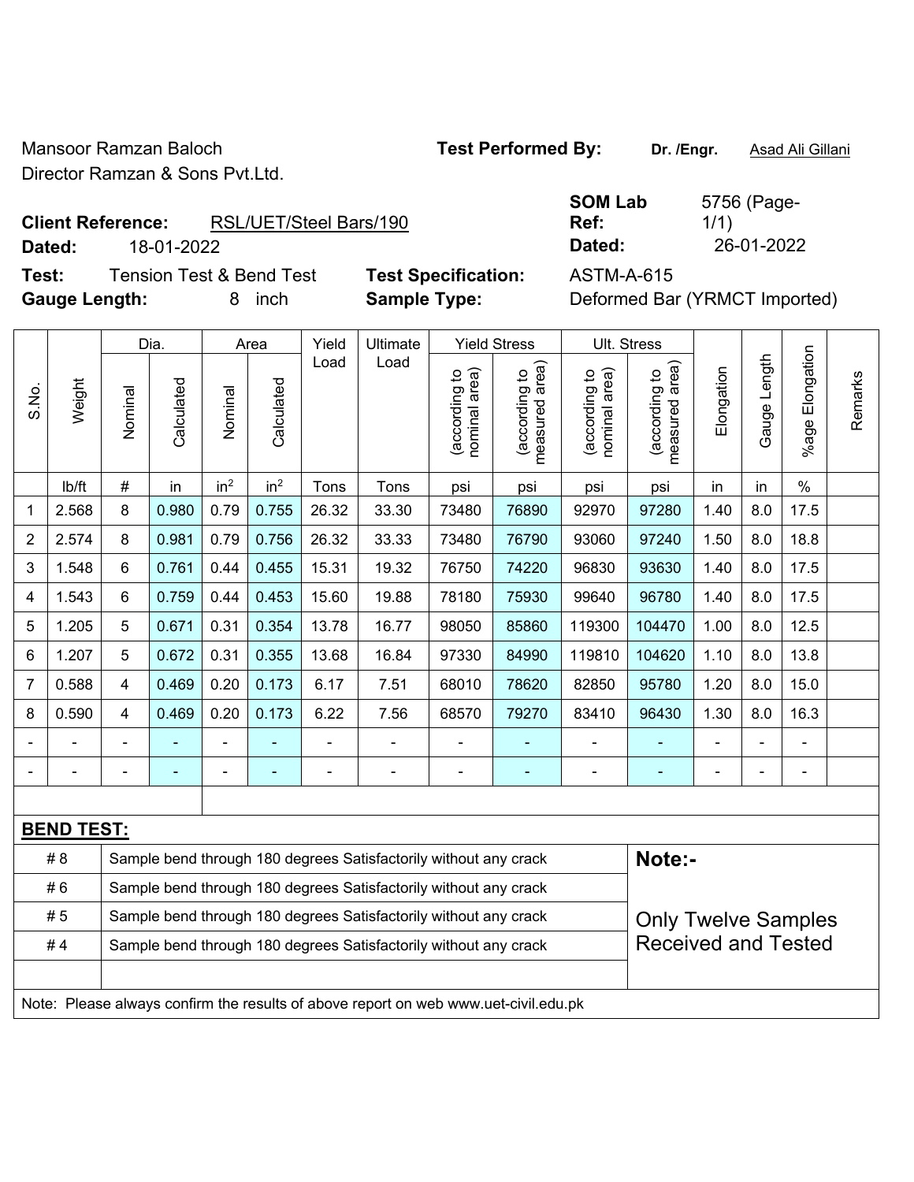Mansoor Ramzan Baloch
Director Ramzan & Sons Pvt.Ltd.

**Test Performed By:** **Dr. /Engr.** Asad Ali Gillani

**Client Reference:** RSL/UET/Steel Bars/190
**Dated:** 18-01-2022

**SOM Lab Ref:** 5756 (Page-1/1)
**Dated:** 26-01-2022

**Test:** Tension Test & Bend Test
**Gauge Length:** 8 inch

**Test Specification:** ASTM-A-615
**Sample Type:** Deformed Bar (YRMCT Imported)

| S.No. | Weight | Dia. | | Area | | Yield Load | Ultimate Load | Yield Stress | | Ult. Stress | | Elongation | Gauge Length | %age Elongation | Remarks |
|---|---|---|---|---|---|---|---|---|---|---|---|---|---|---|---|
| | | Nominal | Calculated | Nominal | Calculated | | | (according to nominal area) | (according to measured area) | (according to nominal area) | (according to measured area) | | | | |
| | lb/ft | # | in | in$^2$ | in$^2$ | Tons | Tons | psi | psi | psi | psi | in | in | % | |
| 1 | 2.568 | 8 | 0.980 | 0.79 | 0.755 | 26.32 | 33.30 | 73480 | 76890 | 92970 | 97280 | 1.40 | 8.0 | 17.5 | |
| 2 | 2.574 | 8 | 0.981 | 0.79 | 0.756 | 26.32 | 33.33 | 73480 | 76790 | 93060 | 97240 | 1.50 | 8.0 | 18.8 | |
| 3 | 1.548 | 6 | 0.761 | 0.44 | 0.455 | 15.31 | 19.32 | 76750 | 74220 | 96830 | 93630 | 1.40 | 8.0 | 17.5 | |
| 4 | 1.543 | 6 | 0.759 | 0.44 | 0.453 | 15.60 | 19.88 | 78180 | 75930 | 99640 | 96780 | 1.40 | 8.0 | 17.5 | |
| 5 | 1.205 | 5 | 0.671 | 0.31 | 0.354 | 13.78 | 16.77 | 98050 | 85860 | 119300 | 104470 | 1.00 | 8.0 | 12.5 | |
| 6 | 1.207 | 5 | 0.672 | 0.31 | 0.355 | 13.68 | 16.84 | 97330 | 84990 | 119810 | 104620 | 1.10 | 8.0 | 13.8 | |
| 7 | 0.588 | 4 | 0.469 | 0.20 | 0.173 | 6.17 | 7.51 | 68010 | 78620 | 82850 | 95780 | 1.20 | 8.0 | 15.0 | |
| 8 | 0.590 | 4 | 0.469 | 0.20 | 0.173 | 6.22 | 7.56 | 68570 | 79270 | 83410 | 96430 | 1.30 | 8.0 | 16.3 | |
| - | - | - | - | - | - | - | - | - | - | - | - | - | - | - | |
| - | - | - | - | - | - | - | - | - | - | - | - | - | - | - | |

**BEND TEST:**

| Bar | Result |
|---|---|
| # 8 | Sample bend through 180 degrees Satisfactorily without any crack |
| # 6 | Sample bend through 180 degrees Satisfactorily without any crack |
| # 5 | Sample bend through 180 degrees Satisfactorily without any crack |
| # 4 | Sample bend through 180 degrees Satisfactorily without any crack |

**Note:-**

Only Twelve Samples Received and Tested

Note: Please always confirm the results of above report on web www.uet-civil.edu.pk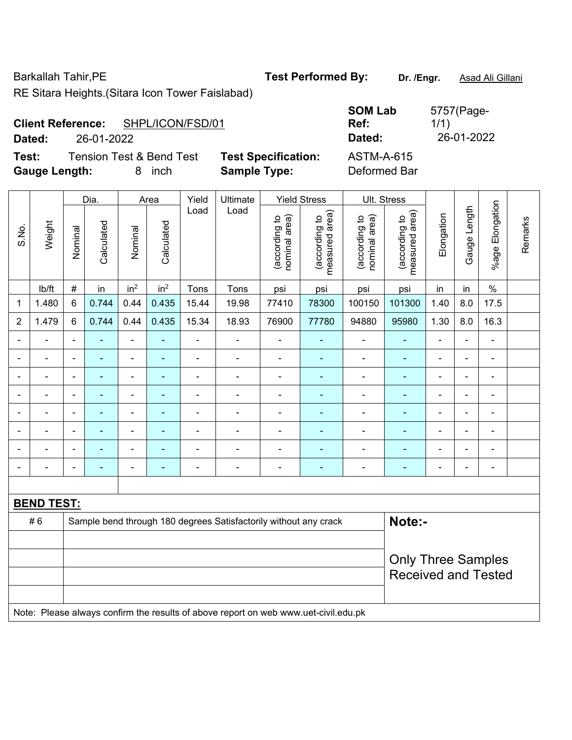Barkallah Tahir,PE

RE Sitara Heights.(Sitara Icon Tower Faislabad)

**Test Performed By:** Dr. /Engr. Asad Ali Gillani

**Client Reference:** SHPL/ICON/FSD/01

**Dated:** 26-01-2022

**SOM Lab Ref:** 5757(Page-1/1)

**Dated:** 26-01-2022

**Test:** Tension Test & Bend Test

**Test Specification:** ASTM-A-615

**Gauge Length:** 8 inch

**Sample Type:** Deformed Bar

| S.No. | Weight | Dia. | | Area | | Yield Load | Ultimate Load | Yield Stress | | Ult. Stress | | Elongation | Gauge Length | %age Elongation | Remarks |
|---|---|---|---|---|---|---|---|---|---|---|---|---|---|---|---|
| | | Nominal | Calculated | Nominal | Calculated | | | (according to nominal area) | (according to measured area) | (according to nominal area) | (according to measured area) | | | | |
| | lb/ft | # | in | $in^2$ | $in^2$ | Tons | Tons | psi | psi | psi | psi | in | in | % | |
| 1 | 1.480 | 6 | 0.744 | 0.44 | 0.435 | 15.44 | 19.98 | 77410 | 78300 | 100150 | 101300 | 1.40 | 8.0 | 17.5 | |
| 2 | 1.479 | 6 | 0.744 | 0.44 | 0.435 | 15.34 | 18.93 | 76900 | 77780 | 94880 | 95980 | 1.30 | 8.0 | 16.3 | |
| - | - | - | - | - | - | - | - | - | - | - | - | - | - | - | |
| - | - | - | - | - | - | - | - | - | - | - | - | - | - | - | |
| - | - | - | - | - | - | - | - | - | - | - | - | - | - | - | |
| - | - | - | - | - | - | - | - | - | - | - | - | - | - | - | |
| - | - | - | - | - | - | - | - | - | - | - | - | - | - | - | |
| - | - | - | - | - | - | - | - | - | - | - | - | - | - | - | |
| - | - | - | - | - | - | - | - | - | - | - | - | - | - | - | |
| - | - | - | - | - | - | - | - | - | - | - | - | - | - | - | |

**BEND TEST:**

| | |
|---|---|
| # 6 | Sample bend through 180 degrees Satisfactorily without any crack |

**Note:-**

Only Three Samples Received and Tested

Note: Please always confirm the results of above report on web www.uet-civil.edu.pk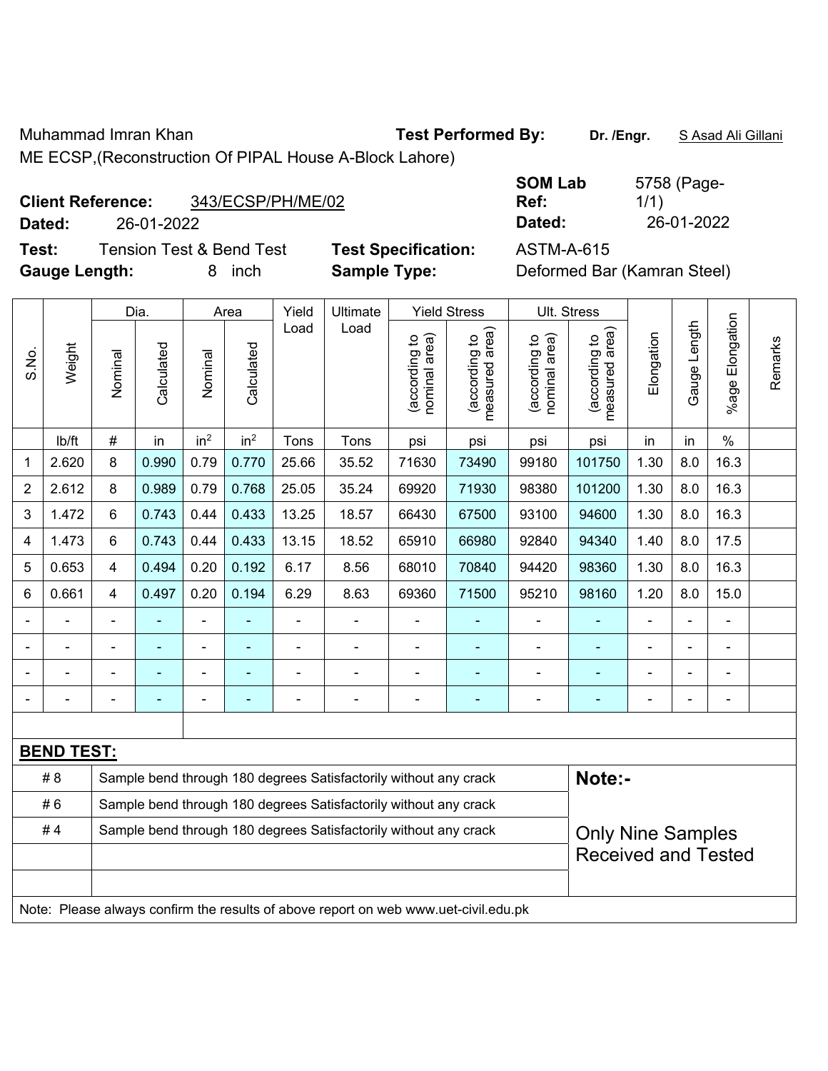Muhammad Imran Khan **Test Performed By:** **Dr. /Engr.** S Asad Ali Gillani

ME ECSP,(Reconstruction Of PIPAL House A-Block Lahore)

**Client Reference:** 343/ECSP/PH/ME/02 **SOM Lab Ref:** 5758 (Page-1/1)

**Dated:** 26-01-2022 **Dated:** 26-01-2022

**Test:** Tension Test & Bend Test **Test Specification:** ASTM-A-615

**Gauge Length:** 8 inch **Sample Type:** Deformed Bar (Kamran Steel)

| S.No. | Weight | Dia. | | Area | | Yield Load | Ultimate Load | Yield Stress | | Ult. Stress | | Elongation | Gauge Length | %age Elongation | Remarks |
|---|---|---|---|---|---|---|---|---|---|---|---|---|---|---|---|
| | | Nominal | Calculated | Nominal | Calculated | | | (according to nominal area) | (according to measured area) | (according to nominal area) | (according to measured area) | | | | |
| | lb/ft | # | in | in² | in² | Tons | Tons | psi | psi | psi | psi | in | in | % | |
| 1 | 2.620 | 8 | 0.990 | 0.79 | 0.770 | 25.66 | 35.52 | 71630 | 73490 | 99180 | 101750 | 1.30 | 8.0 | 16.3 | |
| 2 | 2.612 | 8 | 0.989 | 0.79 | 0.768 | 25.05 | 35.24 | 69920 | 71930 | 98380 | 101200 | 1.30 | 8.0 | 16.3 | |
| 3 | 1.472 | 6 | 0.743 | 0.44 | 0.433 | 13.25 | 18.57 | 66430 | 67500 | 93100 | 94600 | 1.30 | 8.0 | 16.3 | |
| 4 | 1.473 | 6 | 0.743 | 0.44 | 0.433 | 13.15 | 18.52 | 65910 | 66980 | 92840 | 94340 | 1.40 | 8.0 | 17.5 | |
| 5 | 0.653 | 4 | 0.494 | 0.20 | 0.192 | 6.17 | 8.56 | 68010 | 70840 | 94420 | 98360 | 1.30 | 8.0 | 16.3 | |
| 6 | 0.661 | 4 | 0.497 | 0.20 | 0.194 | 6.29 | 8.63 | 69360 | 71500 | 95210 | 98160 | 1.20 | 8.0 | 15.0 | |
| - | - | - | - | - | - | - | - | - | - | - | - | - | - | - | |
| - | - | - | - | - | - | - | - | - | - | - | - | - | - | - | |
| - | - | - | - | - | - | - | - | - | - | - | - | - | - | - | |
| - | - | - | - | - | - | - | - | - | - | - | - | - | - | - | |

**BEND TEST:**

| | | |
|---|---|---|
| # 8 | Sample bend through 180 degrees Satisfactorily without any crack | **Note:-** |
| # 6 | Sample bend through 180 degrees Satisfactorily without any crack | |
| # 4 | Sample bend through 180 degrees Satisfactorily without any crack | Only Nine Samples Received and Tested |
| | | |
| | | |

Note: Please always confirm the results of above report on web www.uet-civil.edu.pk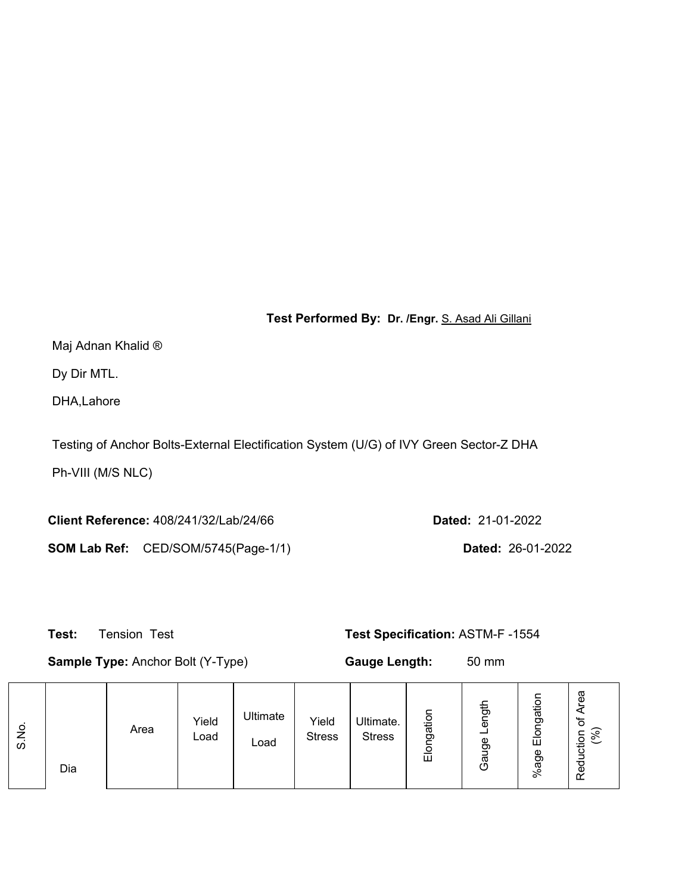**Test Performed By: Dr. /Engr.** S. Asad Ali Gillani

Maj Adnan Khalid ®

Dy Dir MTL.

DHA,Lahore

Testing of Anchor Bolts-External Electification System (U/G) of IVY Green Sector-Z DHA Ph-VIII (M/S NLC)

**Client Reference:** 408/241/32/Lab/24/66 **Dated:** 21-01-2022

**SOM Lab Ref:** CED/SOM/5745(Page-1/1) **Dated:** 26-01-2022

**Test:** Tension Test **Test Specification:** ASTM-F -1554

**Sample Type:** Anchor Bolt (Y-Type) **Gauge Length:** 50 mm

| S.No. | Dia | Area | Yield Load | Ultimate Load | Yield Stress | Ultimate. Stress | Elongation | Gauge Length | %age Elongation | Reduction of Area (%) |
|---|---|---|---|---|---|---|---|---|---|---|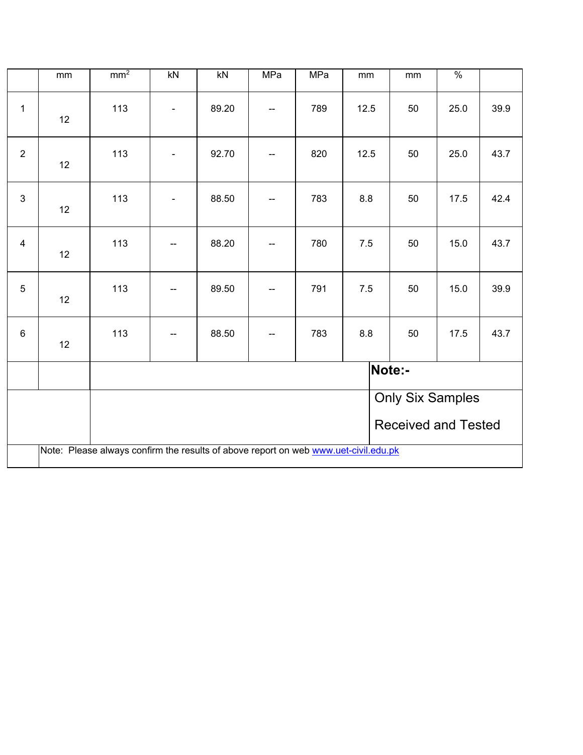| | mm | $mm^2$ | kN | kN | MPa | MPa | mm | mm | % | |
|---|---|---|---|---|---|---|---|---|---|---|
| 1 | 12 | 113 | - | 89.20 | -- | 789 | 12.5 | 50 | 25.0 | 39.9 |
| 2 | 12 | 113 | - | 92.70 | -- | 820 | 12.5 | 50 | 25.0 | 43.7 |
| 3 | 12 | 113 | - | 88.50 | -- | 783 | 8.8 | 50 | 17.5 | 42.4 |
| 4 | 12 | 113 | -- | 88.20 | -- | 780 | 7.5 | 50 | 15.0 | 43.7 |
| 5 | 12 | 113 | -- | 89.50 | -- | 791 | 7.5 | 50 | 15.0 | 39.9 |
| 6 | 12 | 113 | -- | 88.50 | -- | 783 | 8.8 | 50 | 17.5 | 43.7 |

**Note:-**

Only Six Samples Received and Tested

Note: Please always confirm the results of above report on web www.uet-civil.edu.pk